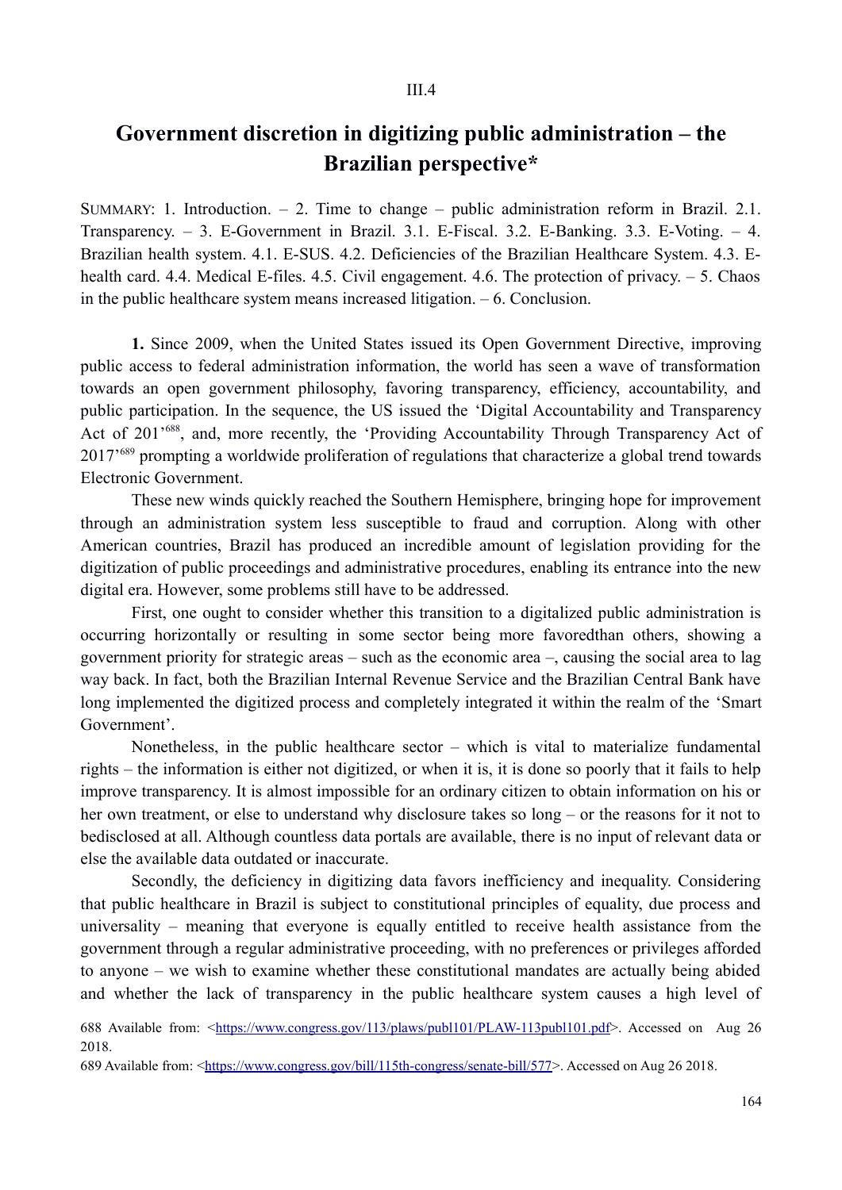III.4

# Government discretion in digitizing public administration – the Brazilian perspective*

SUMMARY: 1. Introduction. – 2. Time to change – public administration reform in Brazil. 2.1. Transparency. – 3. E-Government in Brazil. 3.1. E-Fiscal. 3.2. E-Banking. 3.3. E-Voting. – 4. Brazilian health system. 4.1. E-SUS. 4.2. Deficiencies of the Brazilian Healthcare System. 4.3. E-health card. 4.4. Medical E-files. 4.5. Civil engagement. 4.6. The protection of privacy. – 5. Chaos in the public healthcare system means increased litigation. – 6. Conclusion.

**1.** Since 2009, when the United States issued its Open Government Directive, improving public access to federal administration information, the world has seen a wave of transformation towards an open government philosophy, favoring transparency, efficiency, accountability, and public participation. In the sequence, the US issued the 'Digital Accountability and Transparency Act of 201'[688], and, more recently, the 'Providing Accountability Through Transparency Act of 2017'[689] prompting a worldwide proliferation of regulations that characterize a global trend towards Electronic Government.

These new winds quickly reached the Southern Hemisphere, bringing hope for improvement through an administration system less susceptible to fraud and corruption. Along with other American countries, Brazil has produced an incredible amount of legislation providing for the digitization of public proceedings and administrative procedures, enabling its entrance into the new digital era. However, some problems still have to be addressed.

First, one ought to consider whether this transition to a digitalized public administration is occurring horizontally or resulting in some sector being more favoredthan others, showing a government priority for strategic areas – such as the economic area –, causing the social area to lag way back. In fact, both the Brazilian Internal Revenue Service and the Brazilian Central Bank have long implemented the digitized process and completely integrated it within the realm of the 'Smart Government'.

Nonetheless, in the public healthcare sector – which is vital to materialize fundamental rights – the information is either not digitized, or when it is, it is done so poorly that it fails to help improve transparency. It is almost impossible for an ordinary citizen to obtain information on his or her own treatment, or else to understand why disclosure takes so long – or the reasons for it not to bedisclosed at all. Although countless data portals are available, there is no input of relevant data or else the available data outdated or inaccurate.

Secondly, the deficiency in digitizing data favors inefficiency and inequality. Considering that public healthcare in Brazil is subject to constitutional principles of equality, due process and universality – meaning that everyone is equally entitled to receive health assistance from the government through a regular administrative proceeding, with no preferences or privileges afforded to anyone – we wish to examine whether these constitutional mandates are actually being abided and whether the lack of transparency in the public healthcare system causes a high level of

688 Available from: <https://www.congress.gov/113/plaws/publ101/PLAW-113publ101.pdf>. Accessed on Aug 26 2018.

689 Available from: <https://www.congress.gov/bill/115th-congress/senate-bill/577>. Accessed on Aug 26 2018.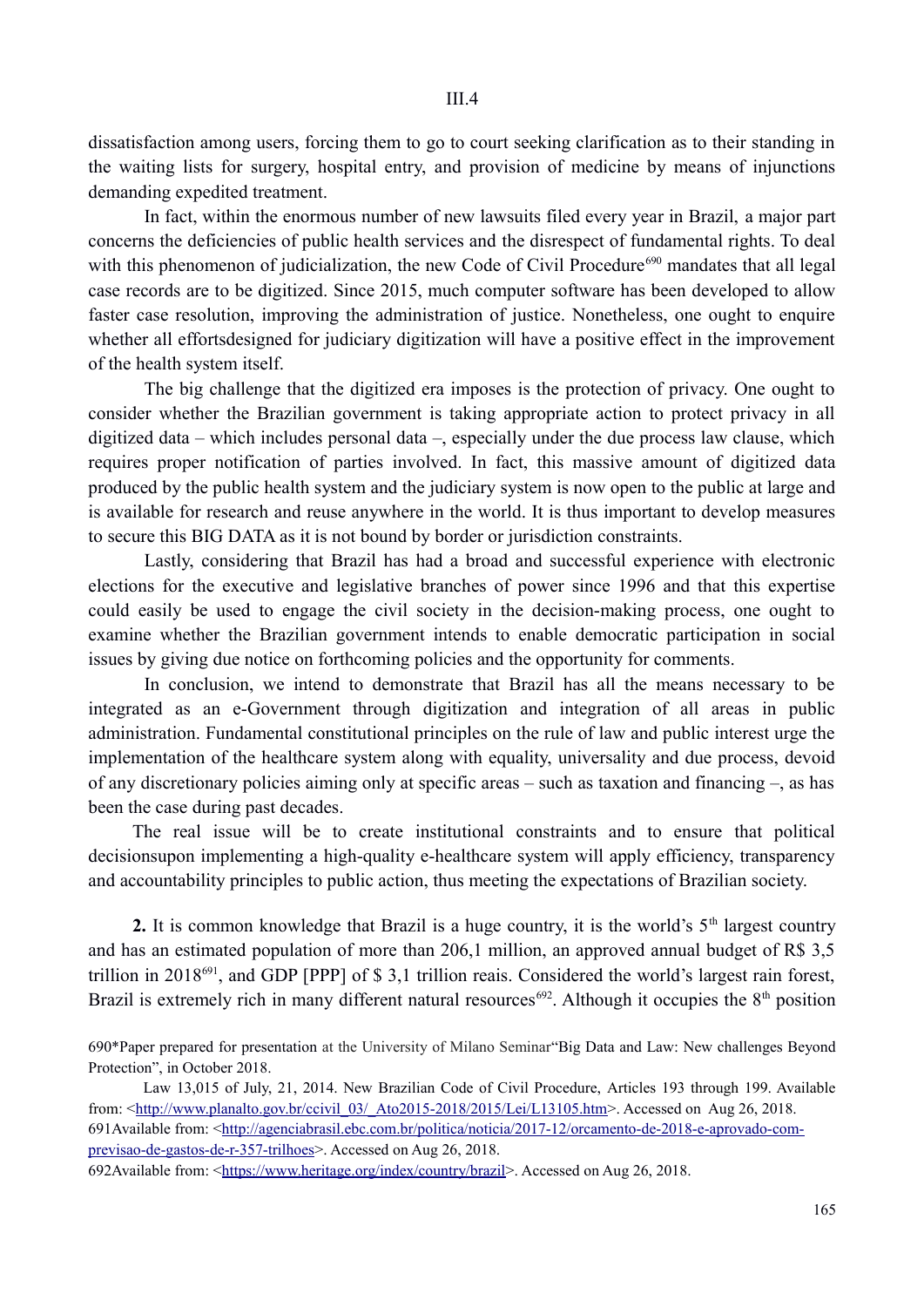dissatisfaction among users, forcing them to go to court seeking clarification as to their standing in the waiting lists for surgery, hospital entry, and provision of medicine by means of injunctions demanding expedited treatment.

In fact, within the enormous number of new lawsuits filed every year in Brazil, a major part concerns the deficiencies of public health services and the disrespect of fundamental rights. To deal with this phenomenon of judicialization, the new Code of Civil Procedure[690] mandates that all legal case records are to be digitized. Since 2015, much computer software has been developed to allow faster case resolution, improving the administration of justice. Nonetheless, one ought to enquire whether all effortsdesigned for judiciary digitization will have a positive effect in the improvement of the health system itself.

The big challenge that the digitized era imposes is the protection of privacy. One ought to consider whether the Brazilian government is taking appropriate action to protect privacy in all digitized data – which includes personal data –, especially under the due process law clause, which requires proper notification of parties involved. In fact, this massive amount of digitized data produced by the public health system and the judiciary system is now open to the public at large and is available for research and reuse anywhere in the world. It is thus important to develop measures to secure this BIG DATA as it is not bound by border or jurisdiction constraints.

Lastly, considering that Brazil has had a broad and successful experience with electronic elections for the executive and legislative branches of power since 1996 and that this expertise could easily be used to engage the civil society in the decision-making process, one ought to examine whether the Brazilian government intends to enable democratic participation in social issues by giving due notice on forthcoming policies and the opportunity for comments.

In conclusion, we intend to demonstrate that Brazil has all the means necessary to be integrated as an e-Government through digitization and integration of all areas in public administration. Fundamental constitutional principles on the rule of law and public interest urge the implementation of the healthcare system along with equality, universality and due process, devoid of any discretionary policies aiming only at specific areas – such as taxation and financing –, as has been the case during past decades.

The real issue will be to create institutional constraints and to ensure that political decisionsupon implementing a high-quality e-healthcare system will apply efficiency, transparency and accountability principles to public action, thus meeting the expectations of Brazilian society.

**2.** It is common knowledge that Brazil is a huge country, it is the world's 5th largest country and has an estimated population of more than 206,1 million, an approved annual budget of R$ 3,5 trillion in 2018[691], and GDP [PPP] of $ 3,1 trillion reais. Considered the world's largest rain forest, Brazil is extremely rich in many different natural resources[692]. Although it occupies the 8th position

690*Paper prepared for presentation at the University of Milano Seminar"Big Data and Law: New challenges Beyond Protection", in October 2018.

Law 13,015 of July, 21, 2014. New Brazilian Code of Civil Procedure, Articles 193 through 199. Available from: <http://www.planalto.gov.br/ccivil_03/_Ato2015-2018/2015/Lei/L13105.htm>. Accessed on Aug 26, 2018.

691Available from: <http://agenciabrasil.ebc.com.br/politica/noticia/2017-12/orcamento-de-2018-e-aprovado-com-previsao-de-gastos-de-r-357-trilhoes>. Accessed on Aug 26, 2018.

692Available from: <https://www.heritage.org/index/country/brazil>. Accessed on Aug 26, 2018.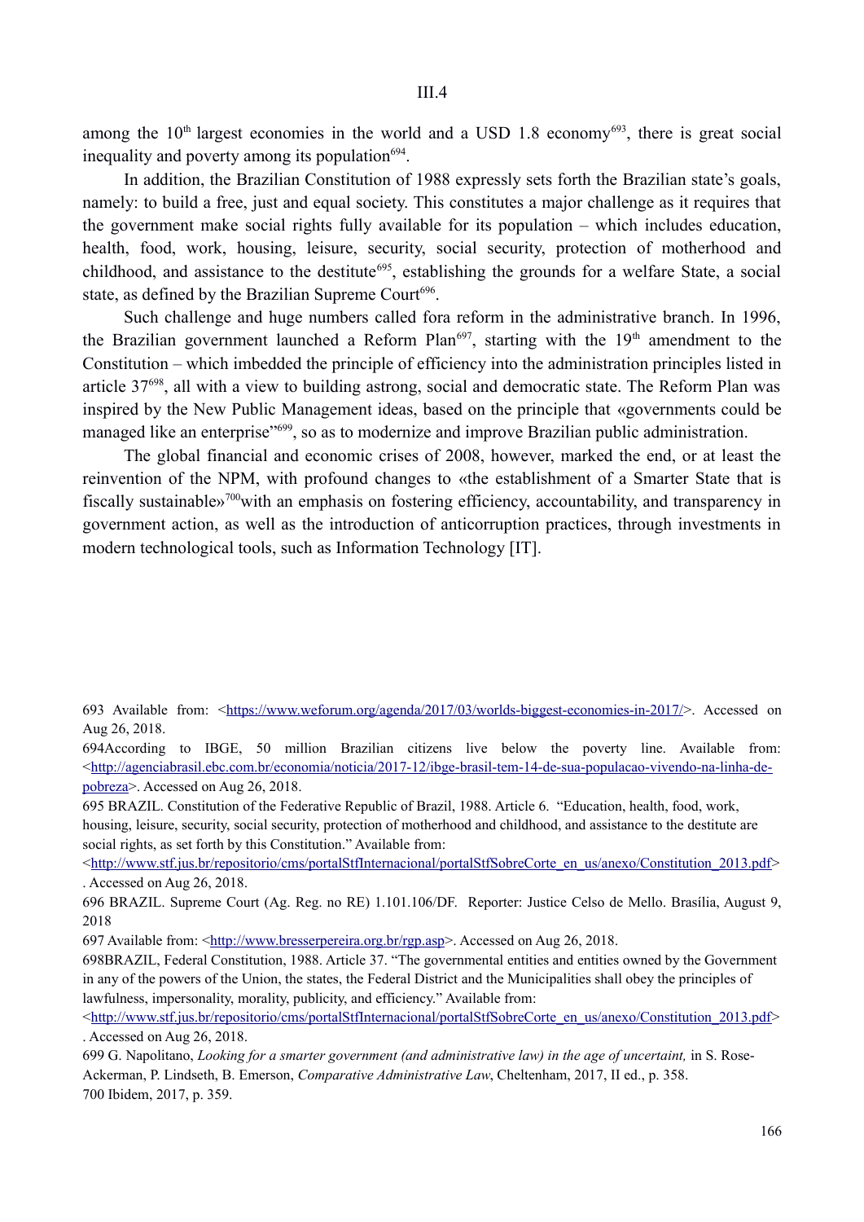among the 10th largest economies in the world and a USD 1.8 economy[693], there is great social inequality and poverty among its population[694].

In addition, the Brazilian Constitution of 1988 expressly sets forth the Brazilian state's goals, namely: to build a free, just and equal society. This constitutes a major challenge as it requires that the government make social rights fully available for its population – which includes education, health, food, work, housing, leisure, security, social security, protection of motherhood and childhood, and assistance to the destitute[695], establishing the grounds for a welfare State, a social state, as defined by the Brazilian Supreme Court[696].

Such challenge and huge numbers called fora reform in the administrative branch. In 1996, the Brazilian government launched a Reform Plan[697], starting with the 19th amendment to the Constitution – which imbedded the principle of efficiency into the administration principles listed in article 37[698], all with a view to building astrong, social and democratic state. The Reform Plan was inspired by the New Public Management ideas, based on the principle that «governments could be managed like an enterprise"[699], so as to modernize and improve Brazilian public administration.

The global financial and economic crises of 2008, however, marked the end, or at least the reinvention of the NPM, with profound changes to «the establishment of a Smarter State that is fiscally sustainable»[700]with an emphasis on fostering efficiency, accountability, and transparency in government action, as well as the introduction of anticorruption practices, through investments in modern technological tools, such as Information Technology [IT].

---

693 Available from: <https://www.weforum.org/agenda/2017/03/worlds-biggest-economies-in-2017/>. Accessed on Aug 26, 2018.

694According to IBGE, 50 million Brazilian citizens live below the poverty line. Available from: <http://agenciabrasil.ebc.com.br/economia/noticia/2017-12/ibge-brasil-tem-14-de-sua-populacao-vivendo-na-linha-de-pobreza>. Accessed on Aug 26, 2018.

695 BRAZIL. Constitution of the Federative Republic of Brazil, 1988. Article 6. "Education, health, food, work, housing, leisure, security, social security, protection of motherhood and childhood, and assistance to the destitute are social rights, as set forth by this Constitution." Available from: <http://www.stf.jus.br/repositorio/cms/portalStfInternacional/portalStfSobreCorte_en_us/anexo/Constitution_2013.pdf>. Accessed on Aug 26, 2018.

696 BRAZIL. Supreme Court (Ag. Reg. no RE) 1.101.106/DF. Reporter: Justice Celso de Mello. Brasília, August 9, 2018

697 Available from: <http://www.bresserpereira.org.br/rgp.asp>. Accessed on Aug 26, 2018.

698BRAZIL, Federal Constitution, 1988. Article 37. "The governmental entities and entities owned by the Government in any of the powers of the Union, the states, the Federal District and the Municipalities shall obey the principles of lawfulness, impersonality, morality, publicity, and efficiency." Available from: <http://www.stf.jus.br/repositorio/cms/portalStfInternacional/portalStfSobreCorte_en_us/anexo/Constitution_2013.pdf>. Accessed on Aug 26, 2018.

699 G. Napolitano, *Looking for a smarter government (and administrative law) in the age of uncertain,* in S. Rose-Ackerman, P. Lindseth, B. Emerson, *Comparative Administrative Law*, Cheltenham, 2017, II ed., p. 358.

700 Ibidem, 2017, p. 359.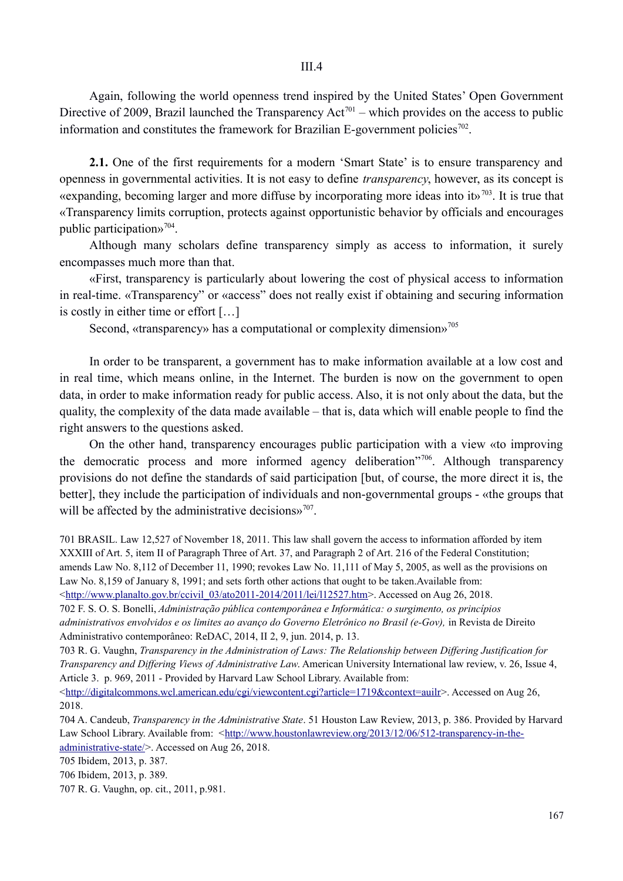III.4

Again, following the world openness trend inspired by the United States' Open Government Directive of 2009, Brazil launched the Transparency Act[701] – which provides on the access to public information and constitutes the framework for Brazilian E-government policies[702].

**2.1.** One of the first requirements for a modern 'Smart State' is to ensure transparency and openness in governmental activities. It is not easy to define *transparency*, however, as its concept is «expanding, becoming larger and more diffuse by incorporating more ideas into it»[703]. It is true that «Transparency limits corruption, protects against opportunistic behavior by officials and encourages public participation»[704].

Although many scholars define transparency simply as access to information, it surely encompasses much more than that.

«First, transparency is particularly about lowering the cost of physical access to information in real-time. «Transparency" or «access" does not really exist if obtaining and securing information is costly in either time or effort […]

Second, «transparency» has a computational or complexity dimension»[705]

In order to be transparent, a government has to make information available at a low cost and in real time, which means online, in the Internet. The burden is now on the government to open data, in order to make information ready for public access. Also, it is not only about the data, but the quality, the complexity of the data made available – that is, data which will enable people to find the right answers to the questions asked.

On the other hand, transparency encourages public participation with a view «to improving the democratic process and more informed agency deliberation"[706]. Although transparency provisions do not define the standards of said participation [but, of course, the more direct it is, the better], they include the participation of individuals and non-governmental groups - «the groups that will be affected by the administrative decisions»[707].

701 BRASIL. Law 12,527 of November 18, 2011. This law shall govern the access to information afforded by item XXXIII of Art. 5, item II of Paragraph Three of Art. 37, and Paragraph 2 of Art. 216 of the Federal Constitution; amends Law No. 8,112 of December 11, 1990; revokes Law No. 11,111 of May 5, 2005, as well as the provisions on Law No. 8,159 of January 8, 1991; and sets forth other actions that ought to be taken.Available from: <http://www.planalto.gov.br/ccivil_03/ato2011-2014/2011/lei/l12527.htm>. Accessed on Aug 26, 2018.

702 F. S. O. S. Bonelli, *Administração pública contemporânea e Informática: o surgimento, os princípios administrativos envolvidos e os limites ao avanço do Governo Eletrônico no Brasil (e-Gov),* in Revista de Direito Administrativo contemporâneo: ReDAC, 2014, II 2, 9, jun. 2014, p. 13.

703 R. G. Vaughn, *Transparency in the Administration of Laws: The Relationship between Differing Justification for Transparency and Differing Views of Administrative Law*. American University International law review, v. 26, Issue 4, Article 3. p. 969, 2011 - Provided by Harvard Law School Library. Available from: <http://digitalcommons.wcl.american.edu/cgi/viewcontent.cgi?article=1719&context=auilr>. Accessed on Aug 26, 2018.

704 A. Candeub, *Transparency in the Administrative State*. 51 Houston Law Review, 2013, p. 386. Provided by Harvard Law School Library. Available from: <http://www.houstonlawreview.org/2013/12/06/512-transparency-in-the-administrative-state/>. Accessed on Aug 26, 2018.

705 Ibidem, 2013, p. 387.

706 Ibidem, 2013, p. 389.

707 R. G. Vaughn, op. cit., 2011, p.981.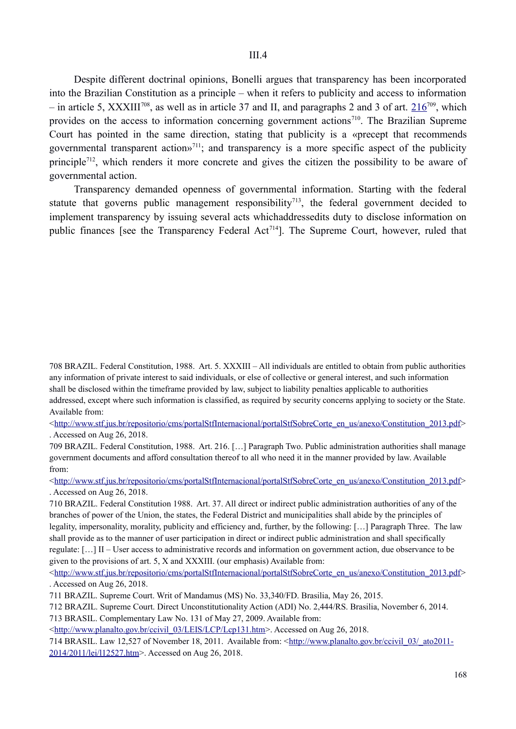III.4

Despite different doctrinal opinions, Bonelli argues that transparency has been incorporated into the Brazilian Constitution as a principle – when it refers to publicity and access to information – in article 5, XXXIII[708], as well as in article 37 and II, and paragraphs 2 and 3 of art. 216[709], which provides on the access to information concerning government actions[710]. The Brazilian Supreme Court has pointed in the same direction, stating that publicity is a «precept that recommends governmental transparent action»[711]; and transparency is a more specific aspect of the publicity principle[712], which renders it more concrete and gives the citizen the possibility to be aware of governmental action.

Transparency demanded openness of governmental information. Starting with the federal statute that governs public management responsibility[713], the federal government decided to implement transparency by issuing several acts whichaddressedits duty to disclose information on public finances [see the Transparency Federal Act[714]]. The Supreme Court, however, ruled that

---

708 BRAZIL. Federal Constitution, 1988. Art. 5. XXXIII – All individuals are entitled to obtain from public authorities any information of private interest to said individuals, or else of collective or general interest, and such information shall be disclosed within the timeframe provided by law, subject to liability penalties applicable to authorities addressed, except where such information is classified, as required by security concerns applying to society or the State. Available from: <http://www.stf.jus.br/repositorio/cms/portalStfInternacional/portalStfSobreCorte_en_us/anexo/Constitution_2013.pdf>. Accessed on Aug 26, 2018.

709 BRAZIL. Federal Constitution, 1988. Art. 216. […] Paragraph Two. Public administration authorities shall manage government documents and afford consultation thereof to all who need it in the manner provided by law. Available from: <http://www.stf.jus.br/repositorio/cms/portalStfInternacional/portalStfSobreCorte_en_us/anexo/Constitution_2013.pdf>. Accessed on Aug 26, 2018.

710 BRAZIL. Federal Constitution 1988. Art. 37. All direct or indirect public administration authorities of any of the branches of power of the Union, the states, the Federal District and municipalities shall abide by the principles of legality, impersonality, morality, publicity and efficiency and, further, by the following: […] Paragraph Three. The law shall provide as to the manner of user participation in direct or indirect public administration and shall specifically regulate: […] II – User access to administrative records and information on government action, due observance to be given to the provisions of art. 5, X and XXXIII. (our emphasis) Available from: <http://www.stf.jus.br/repositorio/cms/portalStfInternacional/portalStfSobreCorte_en_us/anexo/Constitution_2013.pdf>. Accessed on Aug 26, 2018.

711 BRAZIL. Supreme Court. Writ of Mandamus (MS) No. 33,340/FD. Brasilia, May 26, 2015.

712 BRAZIL. Supreme Court. Direct Unconstitutionality Action (ADI) No. 2,444/RS. Brasilia, November 6, 2014.

713 BRASIL. Complementary Law No. 131 of May 27, 2009. Available from: <http://www.planalto.gov.br/ccivil_03/LEIS/LCP/Lcp131.htm>. Accessed on Aug 26, 2018.

714 BRASIL. Law 12,527 of November 18, 2011. Available from: <http://www.planalto.gov.br/ccivil_03/_ato2011-2014/2011/lei/l12527.htm>. Accessed on Aug 26, 2018.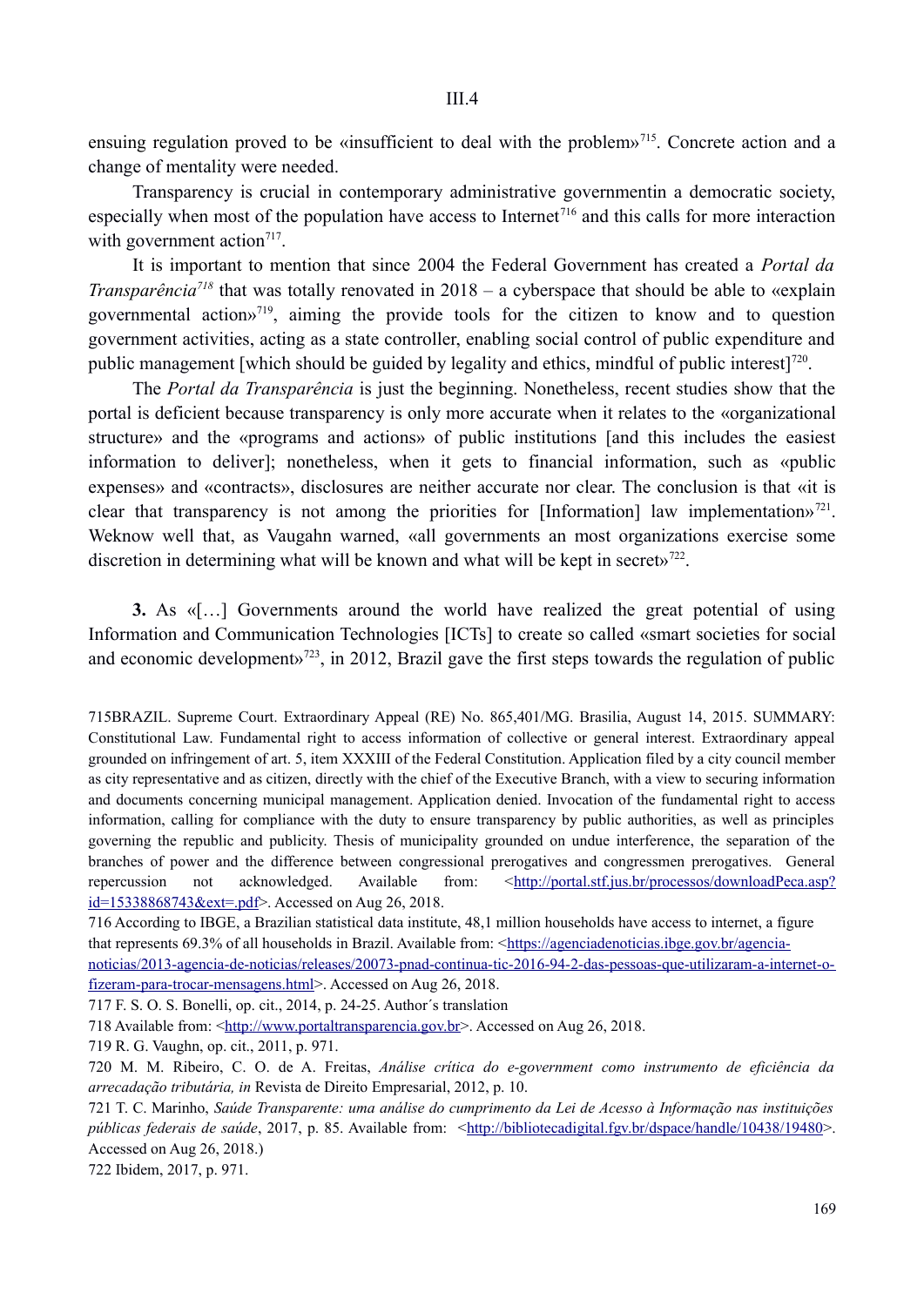ensuing regulation proved to be «insufficient to deal with the problem»[715]. Concrete action and a change of mentality were needed.

Transparency is crucial in contemporary administrative governmentin a democratic society, especially when most of the population have access to Internet[716] and this calls for more interaction with government action[717].

It is important to mention that since 2004 the Federal Government has created a *Portal da Transparência*[718] that was totally renovated in 2018 – a cyberspace that should be able to «explain governmental action»[719], aiming the provide tools for the citizen to know and to question government activities, acting as a state controller, enabling social control of public expenditure and public management [which should be guided by legality and ethics, mindful of public interest][720].

The *Portal da Transparência* is just the beginning. Nonetheless, recent studies show that the portal is deficient because transparency is only more accurate when it relates to the «organizational structure» and the «programs and actions» of public institutions [and this includes the easiest information to deliver]; nonetheless, when it gets to financial information, such as «public expenses» and «contracts», disclosures are neither accurate nor clear. The conclusion is that «it is clear that transparency is not among the priorities for [Information] law implementation»[721]. Weknow well that, as Vaugahn warned, «all governments an most organizations exercise some discretion in determining what will be known and what will be kept in secret»[722].

**3.** As «[…] Governments around the world have realized the great potential of using Information and Communication Technologies [ICTs] to create so called «smart societies for social and economic development»[723], in 2012, Brazil gave the first steps towards the regulation of public

715BRAZIL. Supreme Court. Extraordinary Appeal (RE) No. 865,401/MG. Brasilia, August 14, 2015. SUMMARY: Constitutional Law. Fundamental right to access information of collective or general interest. Extraordinary appeal grounded on infringement of art. 5, item XXXIII of the Federal Constitution. Application filed by a city council member as city representative and as citizen, directly with the chief of the Executive Branch, with a view to securing information and documents concerning municipal management. Application denied. Invocation of the fundamental right to access information, calling for compliance with the duty to ensure transparency by public authorities, as well as principles governing the republic and publicity. Thesis of municipality grounded on undue interference, the separation of the branches of power and the difference between congressional prerogatives and congressmen prerogatives. General repercussion not acknowledged. Available from: <http://portal.stf.jus.br/processos/downloadPeca.asp?id=15338868743&ext=.pdf>. Accessed on Aug 26, 2018.

716 According to IBGE, a Brazilian statistical data institute, 48,1 million households have access to internet, a figure that represents 69.3% of all households in Brazil. Available from: <https://agenciadenoticias.ibge.gov.br/agencia-noticias/2013-agencia-de-noticias/releases/20073-pnad-continua-tic-2016-94-2-das-pessoas-que-utilizaram-a-internet-o-fizeram-para-trocar-mensagens.html>. Accessed on Aug 26, 2018.

717 F. S. O. S. Bonelli, op. cit., 2014, p. 24-25. Author´s translation

718 Available from: <http://www.portaltransparencia.gov.br>. Accessed on Aug 26, 2018.

719 R. G. Vaughn, op. cit., 2011, p. 971.

720 M. M. Ribeiro, C. O. de A. Freitas, *Análise crítica do e-government como instrumento de eficiência da arrecadação tributária, in* Revista de Direito Empresarial, 2012, p. 10.

721 T. C. Marinho, *Saúde Transparente: uma análise do cumprimento da Lei de Acesso à Informação nas instituições públicas federais de saúde*, 2017, p. 85. Available from: <http://bibliotecadigital.fgv.br/dspace/handle/10438/19480>. Accessed on Aug 26, 2018.)

722 Ibidem, 2017, p. 971.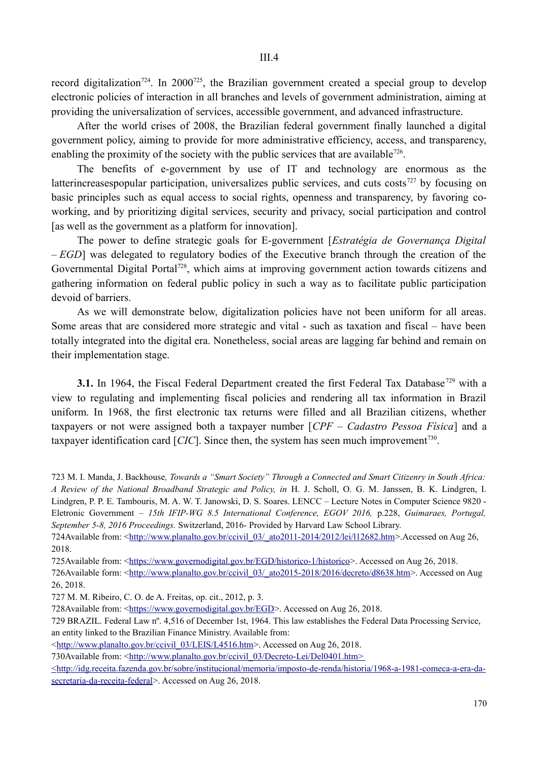record digitalization[724]. In 2000[725], the Brazilian government created a special group to develop electronic policies of interaction in all branches and levels of government administration, aiming at providing the universalization of services, accessible government, and advanced infrastructure.

After the world crises of 2008, the Brazilian federal government finally launched a digital government policy, aiming to provide for more administrative efficiency, access, and transparency, enabling the proximity of the society with the public services that are available[726].

The benefits of e-government by use of IT and technology are enormous as the latterincreasespopular participation, universalizes public services, and cuts costs[727] by focusing on basic principles such as equal access to social rights, openness and transparency, by favoring co-working, and by prioritizing digital services, security and privacy, social participation and control [as well as the government as a platform for innovation].

The power to define strategic goals for E-government [*Estratégia de Governança Digital – EGD*] was delegated to regulatory bodies of the Executive branch through the creation of the Governmental Digital Portal[728], which aims at improving government action towards citizens and gathering information on federal public policy in such a way as to facilitate public participation devoid of barriers.

As we will demonstrate below, digitalization policies have not been uniform for all areas. Some areas that are considered more strategic and vital - such as taxation and fiscal – have been totally integrated into the digital era. Nonetheless, social areas are lagging far behind and remain on their implementation stage.

**3.1.** In 1964, the Fiscal Federal Department created the first Federal Tax Database[729] with a view to regulating and implementing fiscal policies and rendering all tax information in Brazil uniform. In 1968, the first electronic tax returns were filled and all Brazilian citizens, whether taxpayers or not were assigned both a taxpayer number [*CPF – Cadastro Pessoa Física*] and a taxpayer identification card [*CIC*]. Since then, the system has seen much improvement[730].

---

723 M. I. Manda, J. Backhouse*, Towards a "Smart Society" Through a Connected and Smart Citizenry in South Africa: A Review of the National Broadband Strategic and Policy, in* H. J. Scholl, O. G. M. Janssen, B. K. Lindgren, I. Lindgren, P. P. E. Tambouris, M. A. W. T. Janowski, D. S. Soares. LENCC – Lecture Notes in Computer Science 9820 - Eletronic Government – *15th IFIP-WG 8.5 International Conference, EGOV 2016,* p.228, *Guimaraes, Portugal, September 5-8, 2016 Proceedings.* Switzerland, 2016- Provided by Harvard Law School Library.

724Available from: <http://www.planalto.gov.br/ccivil_03/_ato2011-2014/2012/lei/l12682.htm>.Accessed on Aug 26, 2018.

725Available from: <https://www.governodigital.gov.br/EGD/historico-1/historico>. Accessed on Aug 26, 2018.

726Available form: <http://www.planalto.gov.br/ccivil_03/_ato2015-2018/2016/decreto/d8638.htm>. Accessed on Aug 26, 2018.

727 M. M. Ribeiro, C. O. de A. Freitas, op. cit., 2012, p. 3.

728Available from: <https://www.governodigital.gov.br/EGD>. Accessed on Aug 26, 2018.

729 BRAZIL. Federal Law nº. 4,516 of December 1st, 1964. This law establishes the Federal Data Processing Service, an entity linked to the Brazilian Finance Ministry. Available from: <http://www.planalto.gov.br/ccivil_03/LEIS/L4516.htm>. Accessed on Aug 26, 2018.

730Available from: <http://www.planalto.gov.br/ccivil_03/Decreto-Lei/Del0401.htm> <http://idg.receita.fazenda.gov.br/sobre/institucional/memoria/imposto-de-renda/historia/1968-a-1981-comeca-a-era-da-secretaria-da-receita-federal>. Accessed on Aug 26, 2018.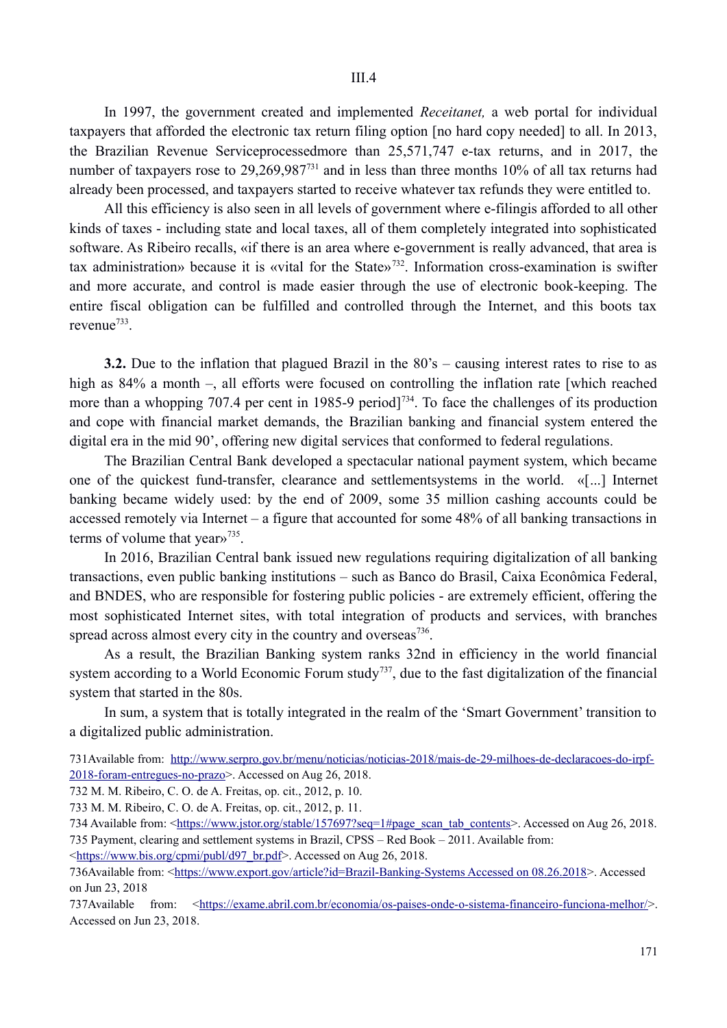III.4

In 1997, the government created and implemented *Receitanet,* a web portal for individual taxpayers that afforded the electronic tax return filing option [no hard copy needed] to all. In 2013, the Brazilian Revenue Serviceprocessedmore than 25,571,747 e-tax returns, and in 2017, the number of taxpayers rose to 29,269,987[731] and in less than three months 10% of all tax returns had already been processed, and taxpayers started to receive whatever tax refunds they were entitled to.

All this efficiency is also seen in all levels of government where e-filingis afforded to all other kinds of taxes - including state and local taxes, all of them completely integrated into sophisticated software. As Ribeiro recalls, «if there is an area where e-government is really advanced, that area is tax administration» because it is «vital for the State»[732]. Information cross-examination is swifter and more accurate, and control is made easier through the use of electronic book-keeping. The entire fiscal obligation can be fulfilled and controlled through the Internet, and this boots tax revenue[733].

**3.2.** Due to the inflation that plagued Brazil in the 80's – causing interest rates to rise to as high as 84% a month –, all efforts were focused on controlling the inflation rate [which reached more than a whopping 707.4 per cent in 1985-9 period][734]. To face the challenges of its production and cope with financial market demands, the Brazilian banking and financial system entered the digital era in the mid 90', offering new digital services that conformed to federal regulations.

The Brazilian Central Bank developed a spectacular national payment system, which became one of the quickest fund-transfer, clearance and settlementsystems in the world. «[...] Internet banking became widely used: by the end of 2009, some 35 million cashing accounts could be accessed remotely via Internet – a figure that accounted for some 48% of all banking transactions in terms of volume that year»[735].

In 2016, Brazilian Central bank issued new regulations requiring digitalization of all banking transactions, even public banking institutions – such as Banco do Brasil, Caixa Econômica Federal, and BNDES, who are responsible for fostering public policies - are extremely efficient, offering the most sophisticated Internet sites, with total integration of products and services, with branches spread across almost every city in the country and overseas[736].

As a result, the Brazilian Banking system ranks 32nd in efficiency in the world financial system according to a World Economic Forum study[737], due to the fast digitalization of the financial system that started in the 80s.

In sum, a system that is totally integrated in the realm of the 'Smart Government' transition to a digitalized public administration.

731Available from: http://www.serpro.gov.br/menu/noticias/noticias-2018/mais-de-29-milhoes-de-declaracoes-do-irpf-2018-foram-entregues-no-prazo>. Accessed on Aug 26, 2018.

732 M. M. Ribeiro, C. O. de A. Freitas, op. cit., 2012, p. 10.

733 M. M. Ribeiro, C. O. de A. Freitas, op. cit., 2012, p. 11.

734 Available from: <https://www.jstor.org/stable/157697?seq=1#page_scan_tab_contents>. Accessed on Aug 26, 2018.

735 Payment, clearing and settlement systems in Brazil, CPSS – Red Book – 2011. Available from: <https://www.bis.org/cpmi/publ/d97_br.pdf>. Accessed on Aug 26, 2018.

736Available from: <https://www.export.gov/article?id=Brazil-Banking-Systems Accessed on 08.26.2018>. Accessed on Jun 23, 2018

737Available from: <https://exame.abril.com.br/economia/os-paises-onde-o-sistema-financeiro-funciona-melhor/>. Accessed on Jun 23, 2018.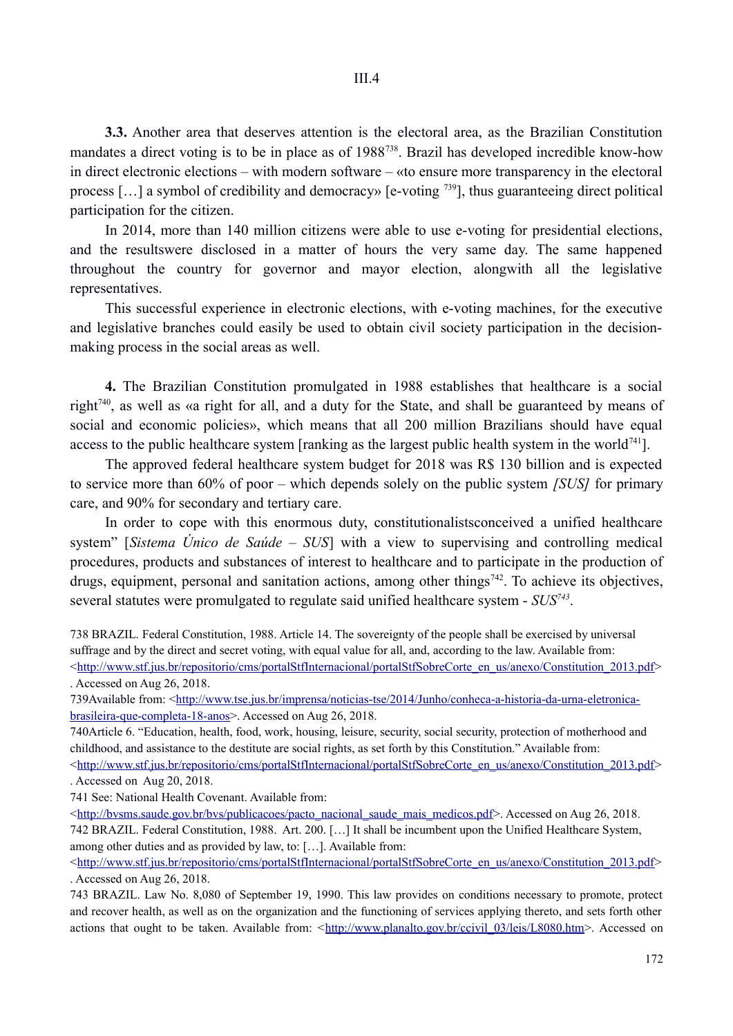III.4

**3.3.** Another area that deserves attention is the electoral area, as the Brazilian Constitution mandates a direct voting is to be in place as of 1988[738]. Brazil has developed incredible know-how in direct electronic elections – with modern software – «to ensure more transparency in the electoral process […] a symbol of credibility and democracy» [e-voting [739]], thus guaranteeing direct political participation for the citizen.

In 2014, more than 140 million citizens were able to use e-voting for presidential elections, and the resultswere disclosed in a matter of hours the very same day. The same happened throughout the country for governor and mayor election, alongwith all the legislative representatives.

This successful experience in electronic elections, with e-voting machines, for the executive and legislative branches could easily be used to obtain civil society participation in the decision-making process in the social areas as well.

**4.** The Brazilian Constitution promulgated in 1988 establishes that healthcare is a social right[740], as well as «a right for all, and a duty for the State, and shall be guaranteed by means of social and economic policies», which means that all 200 million Brazilians should have equal access to the public healthcare system [ranking as the largest public health system in the world[741]].

The approved federal healthcare system budget for 2018 was R$ 130 billion and is expected to service more than 60% of poor – which depends solely on the public system *[SUS]* for primary care, and 90% for secondary and tertiary care.

In order to cope with this enormous duty, constitutionalistsconceived a unified healthcare system" [*Sistema Único de Saúde – SUS*] with a view to supervising and controlling medical procedures, products and substances of interest to healthcare and to participate in the production of drugs, equipment, personal and sanitation actions, among other things[742]. To achieve its objectives, several statutes were promulgated to regulate said unified healthcare system - *SUS*[743].

738 BRAZIL. Federal Constitution, 1988. Article 14. The sovereignty of the people shall be exercised by universal suffrage and by the direct and secret voting, with equal value for all, and, according to the law. Available from: <http://www.stf.jus.br/repositorio/cms/portalStfInternacional/portalStfSobreCorte_en_us/anexo/Constitution_2013.pdf>. Accessed on Aug 26, 2018.

739Available from: <http://www.tse.jus.br/imprensa/noticias-tse/2014/Junho/conheca-a-historia-da-urna-eletronica-brasileira-que-completa-18-anos>. Accessed on Aug 26, 2018.

740Article 6. "Education, health, food, work, housing, leisure, security, social security, protection of motherhood and childhood, and assistance to the destitute are social rights, as set forth by this Constitution." Available from: <http://www.stf.jus.br/repositorio/cms/portalStfInternacional/portalStfSobreCorte_en_us/anexo/Constitution_2013.pdf>. Accessed on Aug 20, 2018.

741 See: National Health Covenant. Available from: <http://bvsms.saude.gov.br/bvs/publicacoes/pacto_nacional_saude_mais_medicos.pdf>. Accessed on Aug 26, 2018.

742 BRAZIL. Federal Constitution, 1988. Art. 200. […] It shall be incumbent upon the Unified Healthcare System, among other duties and as provided by law, to: […]. Available from: <http://www.stf.jus.br/repositorio/cms/portalStfInternacional/portalStfSobreCorte_en_us/anexo/Constitution_2013.pdf>. Accessed on Aug 26, 2018.

743 BRAZIL. Law No. 8,080 of September 19, 1990. This law provides on conditions necessary to promote, protect and recover health, as well as on the organization and the functioning of services applying thereto, and sets forth other actions that ought to be taken. Available from: <http://www.planalto.gov.br/ccivil_03/leis/L8080.htm>. Accessed on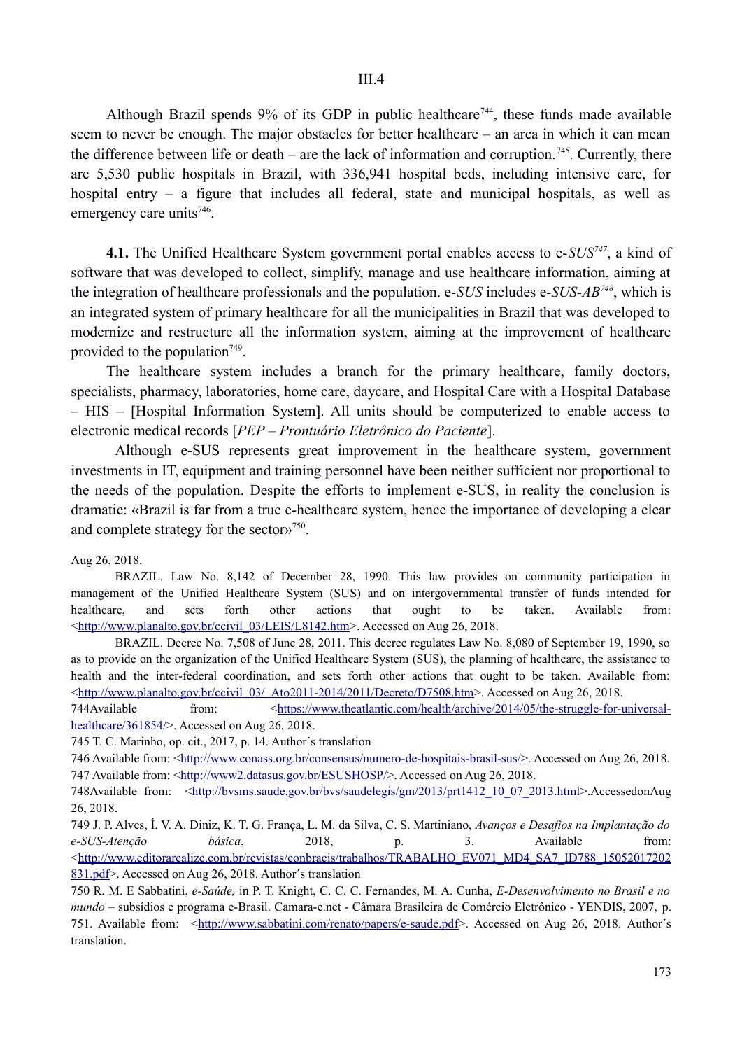## III.4

Although Brazil spends 9% of its GDP in public healthcare[744], these funds made available seem to never be enough. The major obstacles for better healthcare – an area in which it can mean the difference between life or death – are the lack of information and corruption.[745]. Currently, there are 5,530 public hospitals in Brazil, with 336,941 hospital beds, including intensive care, for hospital entry – a figure that includes all federal, state and municipal hospitals, as well as emergency care units[746].

**4.1.** The Unified Healthcare System government portal enables access to e-*SUS*[747], a kind of software that was developed to collect, simplify, manage and use healthcare information, aiming at the integration of healthcare professionals and the population. e-*SUS* includes e-*SUS-AB*[748], which is an integrated system of primary healthcare for all the municipalities in Brazil that was developed to modernize and restructure all the information system, aiming at the improvement of healthcare provided to the population[749].

The healthcare system includes a branch for the primary healthcare, family doctors, specialists, pharmacy, laboratories, home care, daycare, and Hospital Care with a Hospital Database – HIS – [Hospital Information System]. All units should be computerized to enable access to electronic medical records [*PEP – Prontuário Eletrônico do Paciente*].

Although e-SUS represents great improvement in the healthcare system, government investments in IT, equipment and training personnel have been neither sufficient nor proportional to the needs of the population. Despite the efforts to implement e-SUS, in reality the conclusion is dramatic: «Brazil is far from a true e-healthcare system, hence the importance of developing a clear and complete strategy for the sector»[750].

---

Aug 26, 2018.

BRAZIL. Law No. 8,142 of December 28, 1990. This law provides on community participation in management of the Unified Healthcare System (SUS) and on intergovernmental transfer of funds intended for healthcare, and sets forth other actions that ought to be taken. Available from: <http://www.planalto.gov.br/ccivil_03/LEIS/L8142.htm>. Accessed on Aug 26, 2018.

BRAZIL. Decree No. 7,508 of June 28, 2011. This decree regulates Law No. 8,080 of September 19, 1990, so as to provide on the organization of the Unified Healthcare System (SUS), the planning of healthcare, the assistance to health and the inter-federal coordination, and sets forth other actions that ought to be taken. Available from: <http://www.planalto.gov.br/ccivil_03/_Ato2011-2014/2011/Decreto/D7508.htm>. Accessed on Aug 26, 2018.

744 Available from: <https://www.theatlantic.com/health/archive/2014/05/the-struggle-for-universal-healthcare/361854/>. Accessed on Aug 26, 2018.

745 T. C. Marinho, op. cit., 2017, p. 14. Author´s translation

746 Available from: <http://www.conass.org.br/consensus/numero-de-hospitais-brasil-sus/>. Accessed on Aug 26, 2018.

747 Available from: <http://www2.datasus.gov.br/ESUSHOSP/>. Accessed on Aug 26, 2018.

748 Available from: <http://bvsms.saude.gov.br/bvs/saudelegis/gm/2013/prt1412_10_07_2013.html>. Accessed on Aug 26, 2018.

749 J. P. Alves, Í. V. A. Diniz, K. T. G. França, L. M. da Silva, C. S. Martiniano, *Avanços e Desafios na Implantação do e-SUS-Atenção básica*, 2018, p. 3. Available from: <http://www.editorarealize.com.br/revistas/conbracis/trabalhos/TRABALHO_EV071_MD4_SA7_ID788_15052017202831.pdf>. Accessed on Aug 26, 2018. Author´s translation

750 R. M. E Sabbatini, *e-Saúde,* in P. T. Knight, C. C. C. Fernandes, M. A. Cunha, *E-Desenvolvimento no Brasil e no mundo* – subsídios e programa e-Brasil. Camara-e.net - Câmara Brasileira de Comércio Eletrônico - YENDIS, 2007, p. 751. Available from: <http://www.sabbatini.com/renato/papers/e-saude.pdf>. Accessed on Aug 26, 2018. Author´s translation.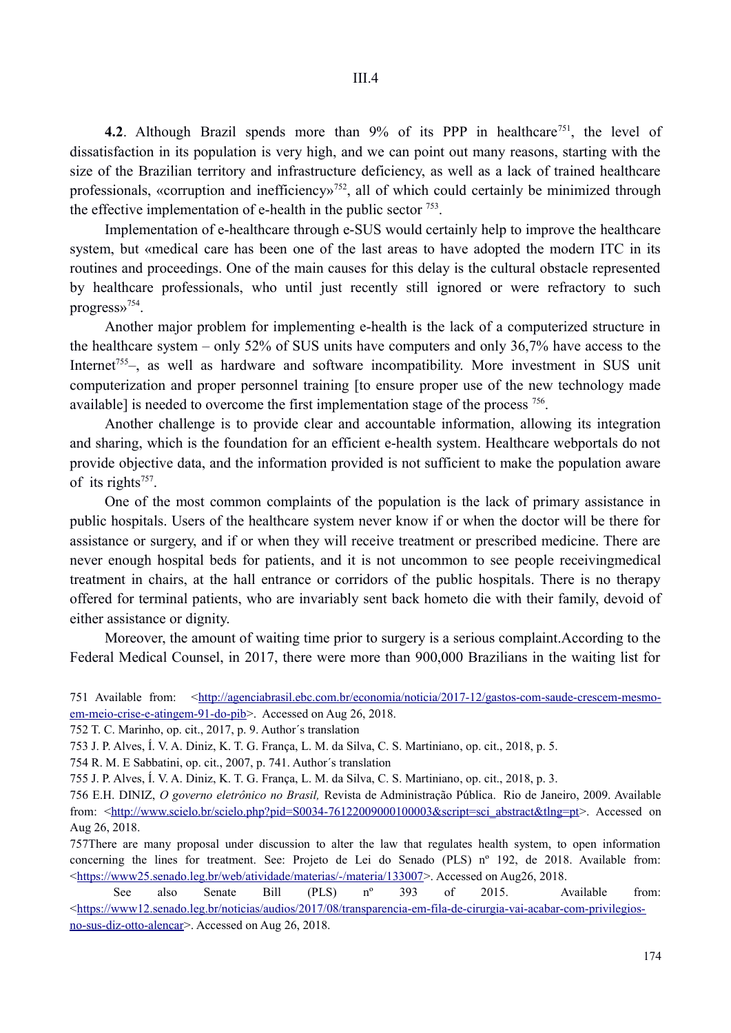III.4

**4.2**. Although Brazil spends more than 9% of its PPP in healthcare[751], the level of dissatisfaction in its population is very high, and we can point out many reasons, starting with the size of the Brazilian territory and infrastructure deficiency, as well as a lack of trained healthcare professionals, «corruption and inefficiency»[752], all of which could certainly be minimized through the effective implementation of e-health in the public sector [753].

Implementation of e-healthcare through e-SUS would certainly help to improve the healthcare system, but «medical care has been one of the last areas to have adopted the modern ITC in its routines and proceedings. One of the main causes for this delay is the cultural obstacle represented by healthcare professionals, who until just recently still ignored or were refractory to such progress»[754].

Another major problem for implementing e-health is the lack of a computerized structure in the healthcare system – only 52% of SUS units have computers and only 36,7% have access to the Internet[755]–, as well as hardware and software incompatibility. More investment in SUS unit computerization and proper personnel training [to ensure proper use of the new technology made available] is needed to overcome the first implementation stage of the process [756].

Another challenge is to provide clear and accountable information, allowing its integration and sharing, which is the foundation for an efficient e-health system. Healthcare webportals do not provide objective data, and the information provided is not sufficient to make the population aware of its rights[757].

One of the most common complaints of the population is the lack of primary assistance in public hospitals. Users of the healthcare system never know if or when the doctor will be there for assistance or surgery, and if or when they will receive treatment or prescribed medicine. There are never enough hospital beds for patients, and it is not uncommon to see people receivingmedical treatment in chairs, at the hall entrance or corridors of the public hospitals. There is no therapy offered for terminal patients, who are invariably sent back hometo die with their family, devoid of either assistance or dignity.

Moreover, the amount of waiting time prior to surgery is a serious complaint.According to the Federal Medical Counsel, in 2017, there were more than 900,000 Brazilians in the waiting list for

---

751 Available from: <http://agenciabrasil.ebc.com.br/economia/noticia/2017-12/gastos-com-saude-crescem-mesmo-em-meio-crise-e-atingem-91-do-pib>. Accessed on Aug 26, 2018.

752 T. C. Marinho, op. cit., 2017, p. 9. Author´s translation

753 J. P. Alves, Í. V. A. Diniz, K. T. G. França, L. M. da Silva, C. S. Martiniano, op. cit., 2018, p. 5.

754 R. M. E Sabbatini, op. cit., 2007, p. 741. Author´s translation

755 J. P. Alves, Í. V. A. Diniz, K. T. G. França, L. M. da Silva, C. S. Martiniano, op. cit., 2018, p. 3.

756 E.H. DINIZ, *O governo eletrônico no Brasil,* Revista de Administração Pública. Rio de Janeiro, 2009. Available from: <http://www.scielo.br/scielo.php?pid=S0034-76122009000100003&script=sci_abstract&tlng=pt>. Accessed on Aug 26, 2018.

757There are many proposal under discussion to alter the law that regulates health system, to open information concerning the lines for treatment. See: Projeto de Lei do Senado (PLS) nº 192, de 2018. Available from: <https://www25.senado.leg.br/web/atividade/materias/-/materia/133007>. Accessed on Aug26, 2018.

See also Senate Bill (PLS) nº 393 of 2015. Available from: <https://www12.senado.leg.br/noticias/audios/2017/08/transparencia-em-fila-de-cirurgia-vai-acabar-com-privilegios-no-sus-diz-otto-alencar>. Accessed on Aug 26, 2018.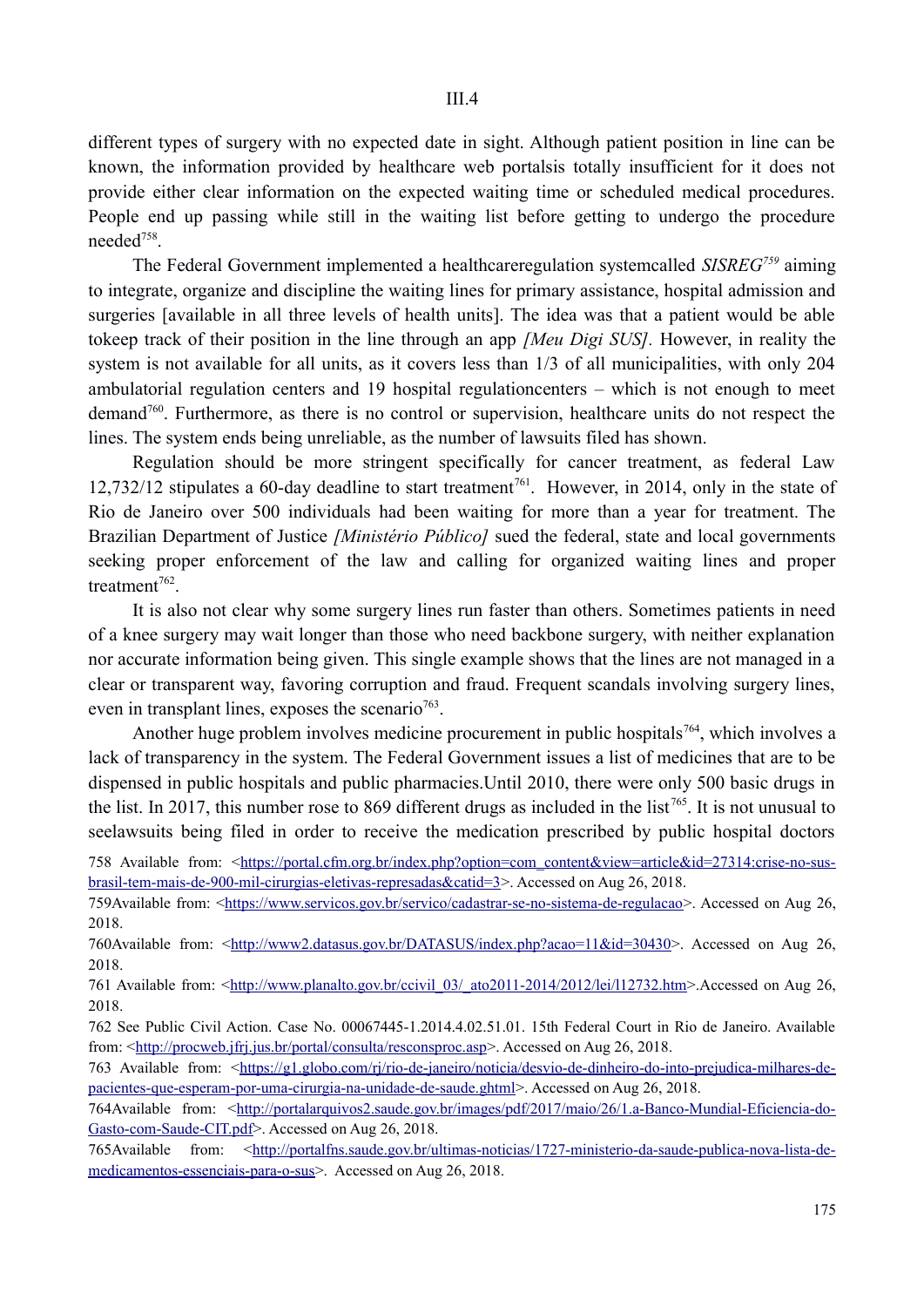different types of surgery with no expected date in sight. Although patient position in line can be known, the information provided by healthcare web portalsis totally insufficient for it does not provide either clear information on the expected waiting time or scheduled medical procedures. People end up passing while still in the waiting list before getting to undergo the procedure needed[758].

The Federal Government implemented a healthcareregulation systemcalled *SISREG*[759] aiming to integrate, organize and discipline the waiting lines for primary assistance, hospital admission and surgeries [available in all three levels of health units]. The idea was that a patient would be able tokeep track of their position in the line through an app *[Meu Digi SUS].* However, in reality the system is not available for all units, as it covers less than 1/3 of all municipalities, with only 204 ambulatorial regulation centers and 19 hospital regulationcenters – which is not enough to meet demand[760]. Furthermore, as there is no control or supervision, healthcare units do not respect the lines. The system ends being unreliable, as the number of lawsuits filed has shown.

Regulation should be more stringent specifically for cancer treatment, as federal Law 12,732/12 stipulates a 60-day deadline to start treatment[761]. However, in 2014, only in the state of Rio de Janeiro over 500 individuals had been waiting for more than a year for treatment. The Brazilian Department of Justice *[Ministério Público]* sued the federal, state and local governments seeking proper enforcement of the law and calling for organized waiting lines and proper treatment[762].

It is also not clear why some surgery lines run faster than others. Sometimes patients in need of a knee surgery may wait longer than those who need backbone surgery, with neither explanation nor accurate information being given. This single example shows that the lines are not managed in a clear or transparent way, favoring corruption and fraud. Frequent scandals involving surgery lines, even in transplant lines, exposes the scenario[763].

Another huge problem involves medicine procurement in public hospitals[764], which involves a lack of transparency in the system. The Federal Government issues a list of medicines that are to be dispensed in public hospitals and public pharmacies.Until 2010, there were only 500 basic drugs in the list. In 2017, this number rose to 869 different drugs as included in the list[765]. It is not unusual to seelawsuits being filed in order to receive the medication prescribed by public hospital doctors

758 Available from: <https://portal.cfm.org.br/index.php?option=com_content&view=article&id=27314:crise-no-sus-brasil-tem-mais-de-900-mil-cirurgias-eletivas-represadas&catid=3>. Accessed on Aug 26, 2018.

759Available from: <https://www.servicos.gov.br/servico/cadastrar-se-no-sistema-de-regulacao>. Accessed on Aug 26, 2018.

760Available from: <http://www2.datasus.gov.br/DATASUS/index.php?acao=11&id=30430>. Accessed on Aug 26, 2018.

761 Available from: <http://www.planalto.gov.br/ccivil_03/_ato2011-2014/2012/lei/l12732.htm>.Accessed on Aug 26, 2018.

762 See Public Civil Action. Case No. 00067445-1.2014.4.02.51.01. 15th Federal Court in Rio de Janeiro. Available from: <http://procweb.jfrj.jus.br/portal/consulta/resconsproc.asp>. Accessed on Aug 26, 2018.

763 Available from: <https://g1.globo.com/rj/rio-de-janeiro/noticia/desvio-de-dinheiro-do-into-prejudica-milhares-de-pacientes-que-esperam-por-uma-cirurgia-na-unidade-de-saude.ghtml>. Accessed on Aug 26, 2018.

764Available from: <http://portalarquivos2.saude.gov.br/images/pdf/2017/maio/26/1.a-Banco-Mundial-Eficiencia-do-Gasto-com-Saude-CIT.pdf>. Accessed on Aug 26, 2018.

765Available from: <http://portalfns.saude.gov.br/ultimas-noticias/1727-ministerio-da-saude-publica-nova-lista-de-medicamentos-essenciais-para-o-sus>. Accessed on Aug 26, 2018.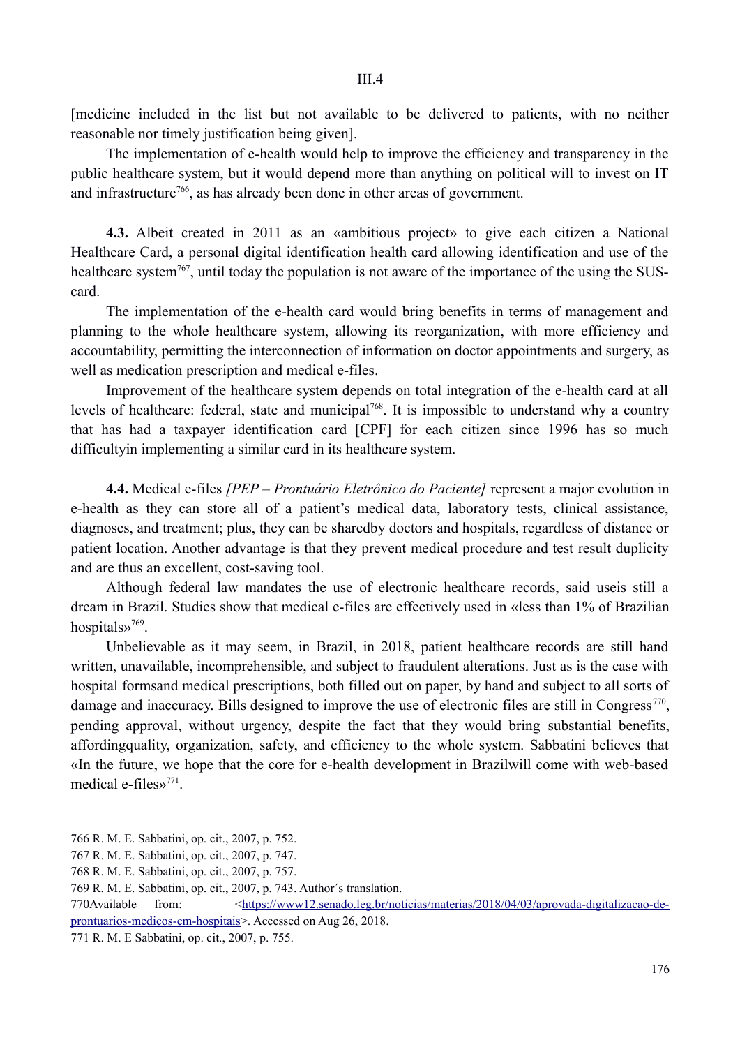[medicine included in the list but not available to be delivered to patients, with no neither reasonable nor timely justification being given].

The implementation of e-health would help to improve the efficiency and transparency in the public healthcare system, but it would depend more than anything on political will to invest on IT and infrastructure[766], as has already been done in other areas of government.

**4.3.** Albeit created in 2011 as an «ambitious project» to give each citizen a National Healthcare Card, a personal digital identification health card allowing identification and use of the healthcare system[767], until today the population is not aware of the importance of the using the SUS-card.

The implementation of the e-health card would bring benefits in terms of management and planning to the whole healthcare system, allowing its reorganization, with more efficiency and accountability, permitting the interconnection of information on doctor appointments and surgery, as well as medication prescription and medical e-files.

Improvement of the healthcare system depends on total integration of the e-health card at all levels of healthcare: federal, state and municipal[768]. It is impossible to understand why a country that has had a taxpayer identification card [CPF] for each citizen since 1996 has so much difficultyin implementing a similar card in its healthcare system.

**4.4.** Medical e-files *[PEP – Prontuário Eletrônico do Paciente]* represent a major evolution in e-health as they can store all of a patient's medical data, laboratory tests, clinical assistance, diagnoses, and treatment; plus, they can be sharedby doctors and hospitals, regardless of distance or patient location. Another advantage is that they prevent medical procedure and test result duplicity and are thus an excellent, cost-saving tool.

Although federal law mandates the use of electronic healthcare records, said useis still a dream in Brazil. Studies show that medical e-files are effectively used in «less than 1% of Brazilian hospitals»[769].

Unbelievable as it may seem, in Brazil, in 2018, patient healthcare records are still hand written, unavailable, incomprehensible, and subject to fraudulent alterations. Just as is the case with hospital formsand medical prescriptions, both filled out on paper, by hand and subject to all sorts of damage and inaccuracy. Bills designed to improve the use of electronic files are still in Congress[770], pending approval, without urgency, despite the fact that they would bring substantial benefits, affordingquality, organization, safety, and efficiency to the whole system. Sabbatini believes that «In the future, we hope that the core for e-health development in Brazilwill come with web-based medical e-files»[771].

766 R. M. E. Sabbatini, op. cit., 2007, p. 752.

767 R. M. E. Sabbatini, op. cit., 2007, p. 747.

768 R. M. E. Sabbatini, op. cit., 2007, p. 757.

769 R. M. E. Sabbatini, op. cit., 2007, p. 743. Author´s translation.

770Available from: <https://www12.senado.leg.br/noticias/materias/2018/04/03/aprovada-digitalizacao-de-prontuarios-medicos-em-hospitais>. Accessed on Aug 26, 2018.

771 R. M. E Sabbatini, op. cit., 2007, p. 755.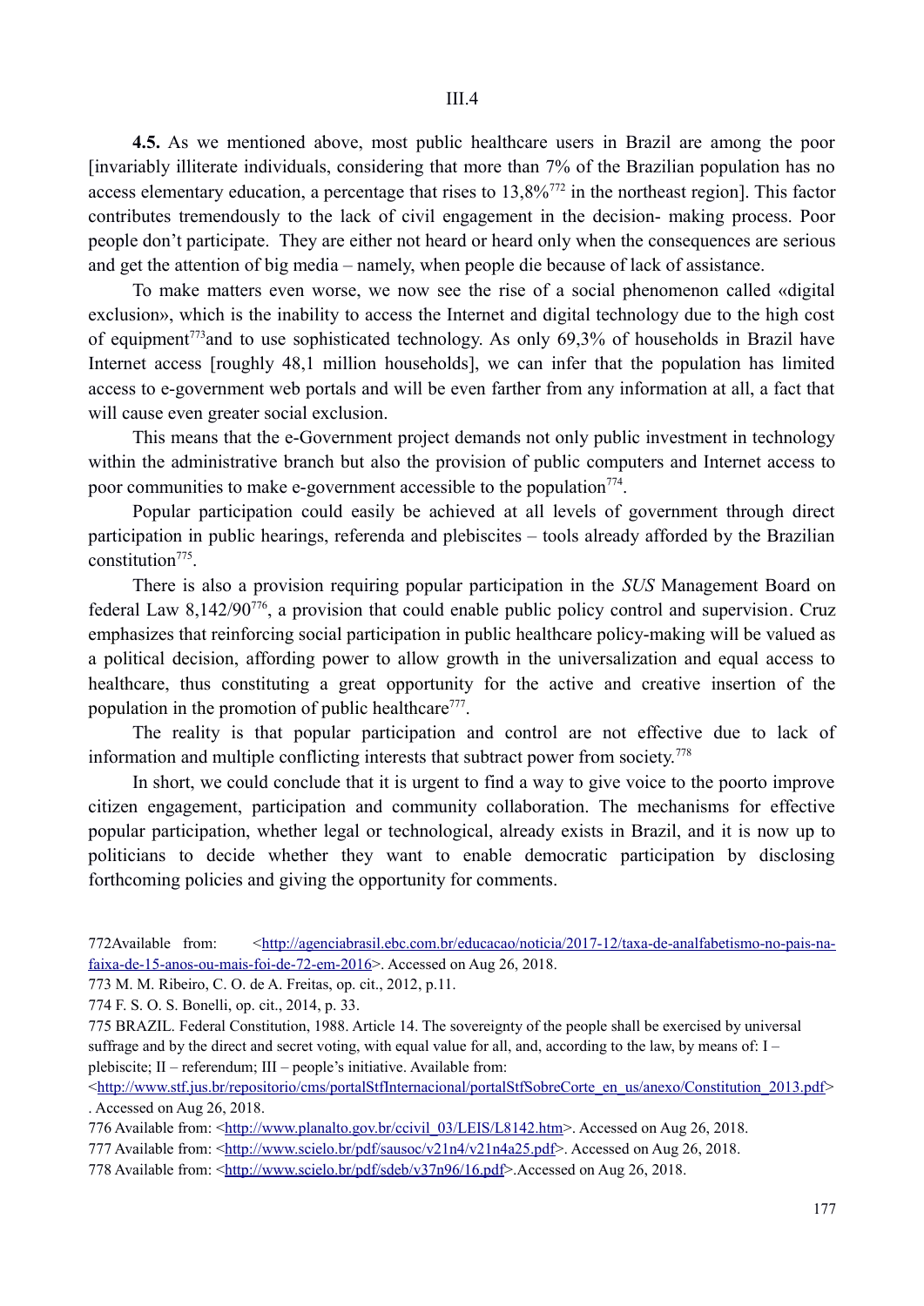III.4

**4.5.** As we mentioned above, most public healthcare users in Brazil are among the poor [invariably illiterate individuals, considering that more than 7% of the Brazilian population has no access elementary education, a percentage that rises to 13,8%[772] in the northeast region]. This factor contributes tremendously to the lack of civil engagement in the decision- making process. Poor people don't participate. They are either not heard or heard only when the consequences are serious and get the attention of big media – namely, when people die because of lack of assistance.

To make matters even worse, we now see the rise of a social phenomenon called «digital exclusion», which is the inability to access the Internet and digital technology due to the high cost of equipment[773]and to use sophisticated technology. As only 69,3% of households in Brazil have Internet access [roughly 48,1 million households], we can infer that the population has limited access to e-government web portals and will be even farther from any information at all, a fact that will cause even greater social exclusion.

This means that the e-Government project demands not only public investment in technology within the administrative branch but also the provision of public computers and Internet access to poor communities to make e-government accessible to the population[774].

Popular participation could easily be achieved at all levels of government through direct participation in public hearings, referenda and plebiscites – tools already afforded by the Brazilian constitution[775].

There is also a provision requiring popular participation in the *SUS* Management Board on federal Law 8,142/90[776], a provision that could enable public policy control and supervision. Cruz emphasizes that reinforcing social participation in public healthcare policy-making will be valued as a political decision, affording power to allow growth in the universalization and equal access to healthcare, thus constituting a great opportunity for the active and creative insertion of the population in the promotion of public healthcare[777].

The reality is that popular participation and control are not effective due to lack of information and multiple conflicting interests that subtract power from society.[778]

In short, we could conclude that it is urgent to find a way to give voice to the poorto improve citizen engagement, participation and community collaboration. The mechanisms for effective popular participation, whether legal or technological, already exists in Brazil, and it is now up to politicians to decide whether they want to enable democratic participation by disclosing forthcoming policies and giving the opportunity for comments.

---

772Available from: <http://agenciabrasil.ebc.com.br/educacao/noticia/2017-12/taxa-de-analfabetismo-no-pais-na-faixa-de-15-anos-ou-mais-foi-de-72-em-2016>. Accessed on Aug 26, 2018.

773 M. M. Ribeiro, C. O. de A. Freitas, op. cit., 2012, p.11.

774 F. S. O. S. Bonelli, op. cit., 2014, p. 33.

775 BRAZIL. Federal Constitution, 1988. Article 14. The sovereignty of the people shall be exercised by universal suffrage and by the direct and secret voting, with equal value for all, and, according to the law, by means of: I – plebiscite; II – referendum; III – people's initiative. Available from: <http://www.stf.jus.br/repositorio/cms/portalStfInternacional/portalStfSobreCorte_en_us/anexo/Constitution_2013.pdf>. Accessed on Aug 26, 2018.

776 Available from: <http://www.planalto.gov.br/ccivil_03/LEIS/L8142.htm>. Accessed on Aug 26, 2018.

777 Available from: <http://www.scielo.br/pdf/sausoc/v21n4/v21n4a25.pdf>. Accessed on Aug 26, 2018.

778 Available from: <http://www.scielo.br/pdf/sdeb/v37n96/16.pdf>.Accessed on Aug 26, 2018.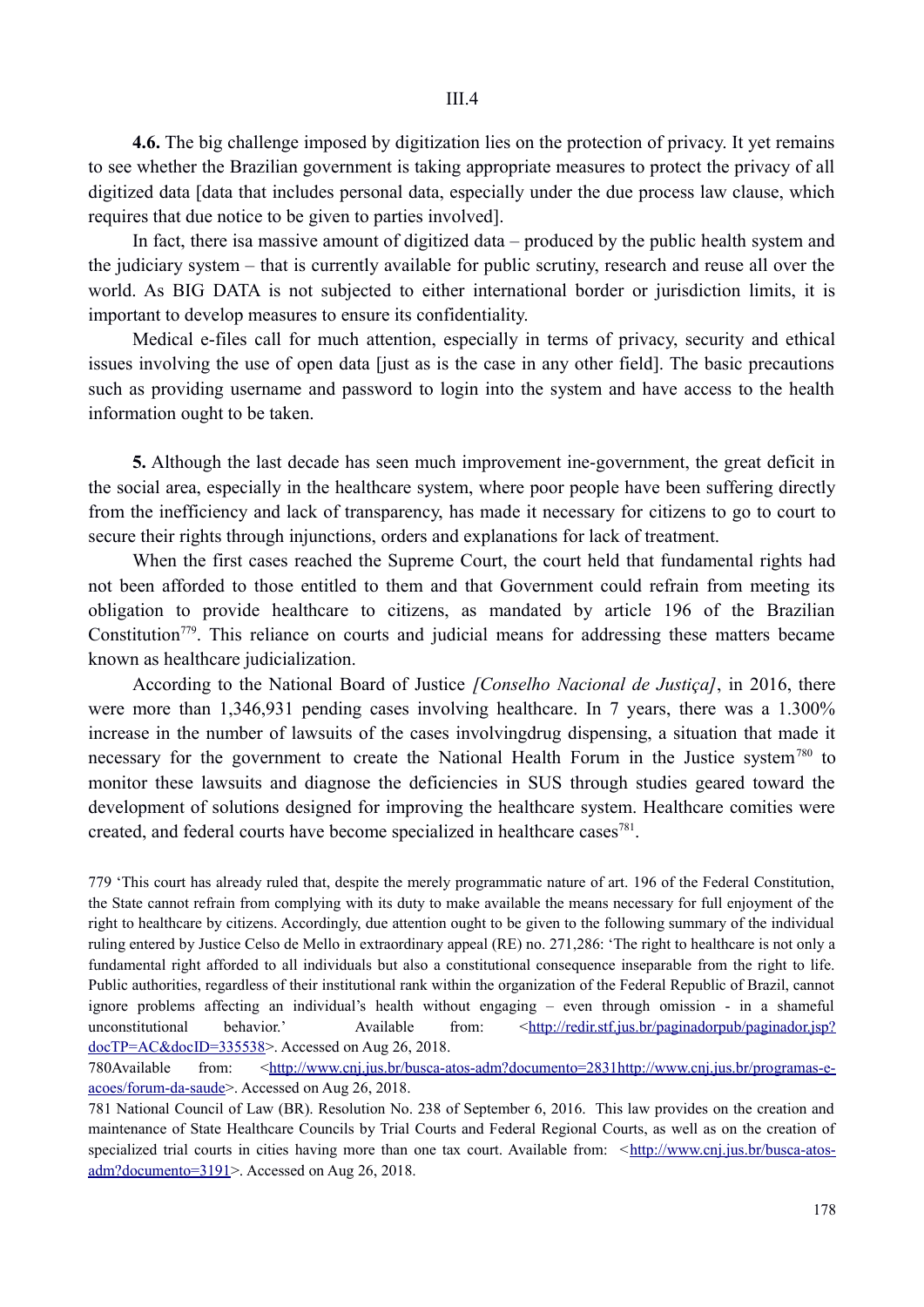III.4

**4.6.** The big challenge imposed by digitization lies on the protection of privacy. It yet remains to see whether the Brazilian government is taking appropriate measures to protect the privacy of all digitized data [data that includes personal data, especially under the due process law clause, which requires that due notice to be given to parties involved].

In fact, there isa massive amount of digitized data – produced by the public health system and the judiciary system – that is currently available for public scrutiny, research and reuse all over the world. As BIG DATA is not subjected to either international border or jurisdiction limits, it is important to develop measures to ensure its confidentiality.

Medical e-files call for much attention, especially in terms of privacy, security and ethical issues involving the use of open data [just as is the case in any other field]. The basic precautions such as providing username and password to login into the system and have access to the health information ought to be taken.

**5.** Although the last decade has seen much improvement ine-government, the great deficit in the social area, especially in the healthcare system, where poor people have been suffering directly from the inefficiency and lack of transparency, has made it necessary for citizens to go to court to secure their rights through injunctions, orders and explanations for lack of treatment.

When the first cases reached the Supreme Court, the court held that fundamental rights had not been afforded to those entitled to them and that Government could refrain from meeting its obligation to provide healthcare to citizens, as mandated by article 196 of the Brazilian Constitution[779]. This reliance on courts and judicial means for addressing these matters became known as healthcare judicialization.

According to the National Board of Justice *[Conselho Nacional de Justiça]*, in 2016, there were more than 1,346,931 pending cases involving healthcare. In 7 years, there was a 1.300% increase in the number of lawsuits of the cases involvingdrug dispensing, a situation that made it necessary for the government to create the National Health Forum in the Justice system[780] to monitor these lawsuits and diagnose the deficiencies in SUS through studies geared toward the development of solutions designed for improving the healthcare system. Healthcare comities were created, and federal courts have become specialized in healthcare cases[781].

779 'This court has already ruled that, despite the merely programmatic nature of art. 196 of the Federal Constitution, the State cannot refrain from complying with its duty to make available the means necessary for full enjoyment of the right to healthcare by citizens. Accordingly, due attention ought to be given to the following summary of the individual ruling entered by Justice Celso de Mello in extraordinary appeal (RE) no. 271,286: 'The right to healthcare is not only a fundamental right afforded to all individuals but also a constitutional consequence inseparable from the right to life. Public authorities, regardless of their institutional rank within the organization of the Federal Republic of Brazil, cannot ignore problems affecting an individual's health without engaging – even through omission - in a shameful unconstitutional behavior.' Available from: <http://redir.stf.jus.br/paginadorpub/paginador.jsp?docTP=AC&docID=335538>. Accessed on Aug 26, 2018.

780Available from: <http://www.cnj.jus.br/busca-atos-adm?documento=2831http://www.cnj.jus.br/programas-e-acoes/forum-da-saude>. Accessed on Aug 26, 2018.

781 National Council of Law (BR). Resolution No. 238 of September 6, 2016. This law provides on the creation and maintenance of State Healthcare Councils by Trial Courts and Federal Regional Courts, as well as on the creation of specialized trial courts in cities having more than one tax court. Available from: <http://www.cnj.jus.br/busca-atos-adm?documento=3191>. Accessed on Aug 26, 2018.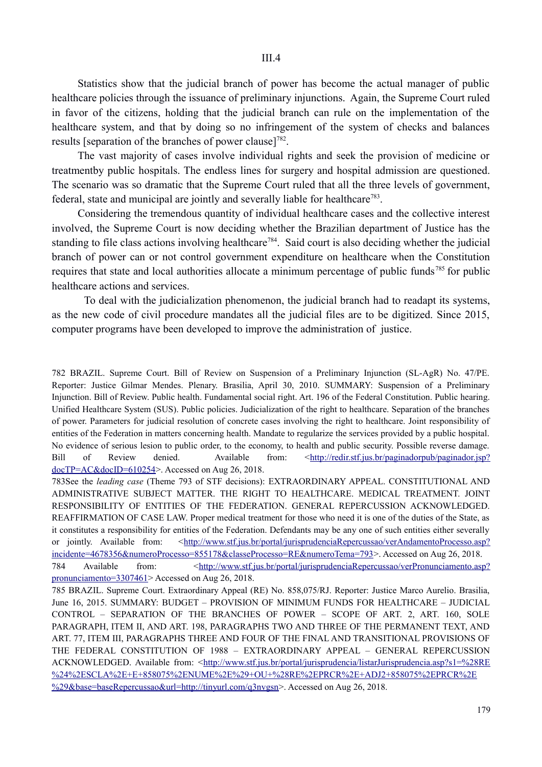III.4

Statistics show that the judicial branch of power has become the actual manager of public healthcare policies through the issuance of preliminary injunctions. Again, the Supreme Court ruled in favor of the citizens, holding that the judicial branch can rule on the implementation of the healthcare system, and that by doing so no infringement of the system of checks and balances results [separation of the branches of power clause][782].

The vast majority of cases involve individual rights and seek the provision of medicine or treatmentby public hospitals. The endless lines for surgery and hospital admission are questioned. The scenario was so dramatic that the Supreme Court ruled that all the three levels of government, federal, state and municipal are jointly and severally liable for healthcare[783].

Considering the tremendous quantity of individual healthcare cases and the collective interest involved, the Supreme Court is now deciding whether the Brazilian department of Justice has the standing to file class actions involving healthcare[784]. Said court is also deciding whether the judicial branch of power can or not control government expenditure on healthcare when the Constitution requires that state and local authorities allocate a minimum percentage of public funds[785] for public healthcare actions and services.

To deal with the judicialization phenomenon, the judicial branch had to readapt its systems, as the new code of civil procedure mandates all the judicial files are to be digitized. Since 2015, computer programs have been developed to improve the administration of justice.

---

782 BRAZIL. Supreme Court. Bill of Review on Suspension of a Preliminary Injunction (SL-AgR) No. 47/PE. Reporter: Justice Gilmar Mendes. Plenary. Brasilia, April 30, 2010. SUMMARY: Suspension of a Preliminary Injunction. Bill of Review. Public health. Fundamental social right. Art. 196 of the Federal Constitution. Public hearing. Unified Healthcare System (SUS). Public policies. Judicialization of the right to healthcare. Separation of the branches of power. Parameters for judicial resolution of concrete cases involving the right to healthcare. Joint responsibility of entities of the Federation in matters concerning health. Mandate to regularize the services provided by a public hospital. No evidence of serious lesion to public order, to the economy, to health and public security. Possible reverse damage. Bill of Review denied. Available from: <http://redir.stf.jus.br/paginadorpub/paginador.jsp?docTP=AC&docID=610254>. Accessed on Aug 26, 2018.

783See the *leading case* (Theme 793 of STF decisions): EXTRAORDINARY APPEAL. CONSTITUTIONAL AND ADMINISTRATIVE SUBJECT MATTER. THE RIGHT TO HEALTHCARE. MEDICAL TREATMENT. JOINT RESPONSIBILITY OF ENTITIES OF THE FEDERATION. GENERAL REPERCUSSION ACKNOWLEDGED. REAFFIRMATION OF CASE LAW. Proper medical treatment for those who need it is one of the duties of the State, as it constitutes a responsibility for entities of the Federation. Defendants may be any one of such entities either severally or jointly. Available from: <http://www.stf.jus.br/portal/jurisprudenciaRepercussao/verAndamentoProcesso.asp?incidente=4678356&numeroProcesso=855178&classeProcesso=RE&numeroTema=793>. Accessed on Aug 26, 2018.

784 Available from: <http://www.stf.jus.br/portal/jurisprudenciaRepercussao/verPronunciamento.asp?pronunciamento=3307461> Accessed on Aug 26, 2018.

785 BRAZIL. Supreme Court. Extraordinary Appeal (RE) No. 858,075/RJ. Reporter: Justice Marco Aurelio. Brasilia, June 16, 2015. SUMMARY: BUDGET – PROVISION OF MINIMUM FUNDS FOR HEALTHCARE – JUDICIAL CONTROL – SEPARATION OF THE BRANCHES OF POWER – SCOPE OF ART. 2, ART. 160, SOLE PARAGRAPH, ITEM II, AND ART. 198, PARAGRAPHS TWO AND THREE OF THE PERMANENT TEXT, AND ART. 77, ITEM III, PARAGRAPHS THREE AND FOUR OF THE FINAL AND TRANSITIONAL PROVISIONS OF THE FEDERAL CONSTITUTION OF 1988 – EXTRAORDINARY APPEAL – GENERAL REPERCUSSION ACKNOWLEDGED. Available from: <http://www.stf.jus.br/portal/jurisprudencia/listarJurisprudencia.asp?s1=%28RE%24%2ESCLA%2E+E+858075%2ENUME%2E%29+OU+%28RE%2EPRCR%2E+ADJ2+858075%2EPRCR%2E%29&base=baseRepercussao&url=http://tinyurl.com/q3nvgsn>. Accessed on Aug 26, 2018.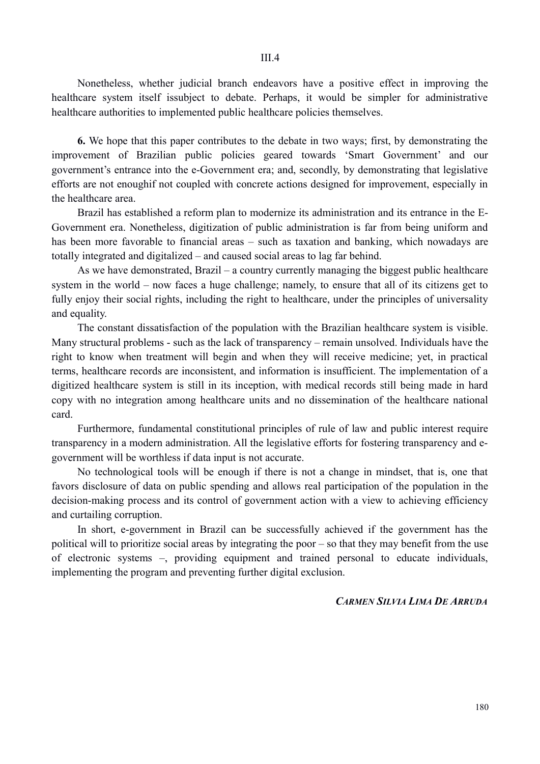Nonetheless, whether judicial branch endeavors have a positive effect in improving the healthcare system itself issubject to debate. Perhaps, it would be simpler for administrative healthcare authorities to implemented public healthcare policies themselves.

**6.** We hope that this paper contributes to the debate in two ways; first, by demonstrating the improvement of Brazilian public policies geared towards 'Smart Government' and our government's entrance into the e-Government era; and, secondly, by demonstrating that legislative efforts are not enoughif not coupled with concrete actions designed for improvement, especially in the healthcare area.

Brazil has established a reform plan to modernize its administration and its entrance in the E-Government era. Nonetheless, digitization of public administration is far from being uniform and has been more favorable to financial areas – such as taxation and banking, which nowadays are totally integrated and digitalized – and caused social areas to lag far behind.

As we have demonstrated, Brazil – a country currently managing the biggest public healthcare system in the world – now faces a huge challenge; namely, to ensure that all of its citizens get to fully enjoy their social rights, including the right to healthcare, under the principles of universality and equality.

The constant dissatisfaction of the population with the Brazilian healthcare system is visible. Many structural problems - such as the lack of transparency – remain unsolved. Individuals have the right to know when treatment will begin and when they will receive medicine; yet, in practical terms, healthcare records are inconsistent, and information is insufficient. The implementation of a digitized healthcare system is still in its inception, with medical records still being made in hard copy with no integration among healthcare units and no dissemination of the healthcare national card.

Furthermore, fundamental constitutional principles of rule of law and public interest require transparency in a modern administration. All the legislative efforts for fostering transparency and e-government will be worthless if data input is not accurate.

No technological tools will be enough if there is not a change in mindset, that is, one that favors disclosure of data on public spending and allows real participation of the population in the decision-making process and its control of government action with a view to achieving efficiency and curtailing corruption.

In short, e-government in Brazil can be successfully achieved if the government has the political will to prioritize social areas by integrating the poor – so that they may benefit from the use of electronic systems –, providing equipment and trained personal to educate individuals, implementing the program and preventing further digital exclusion.

***CARMEN SILVIA LIMA DE ARRUDA***